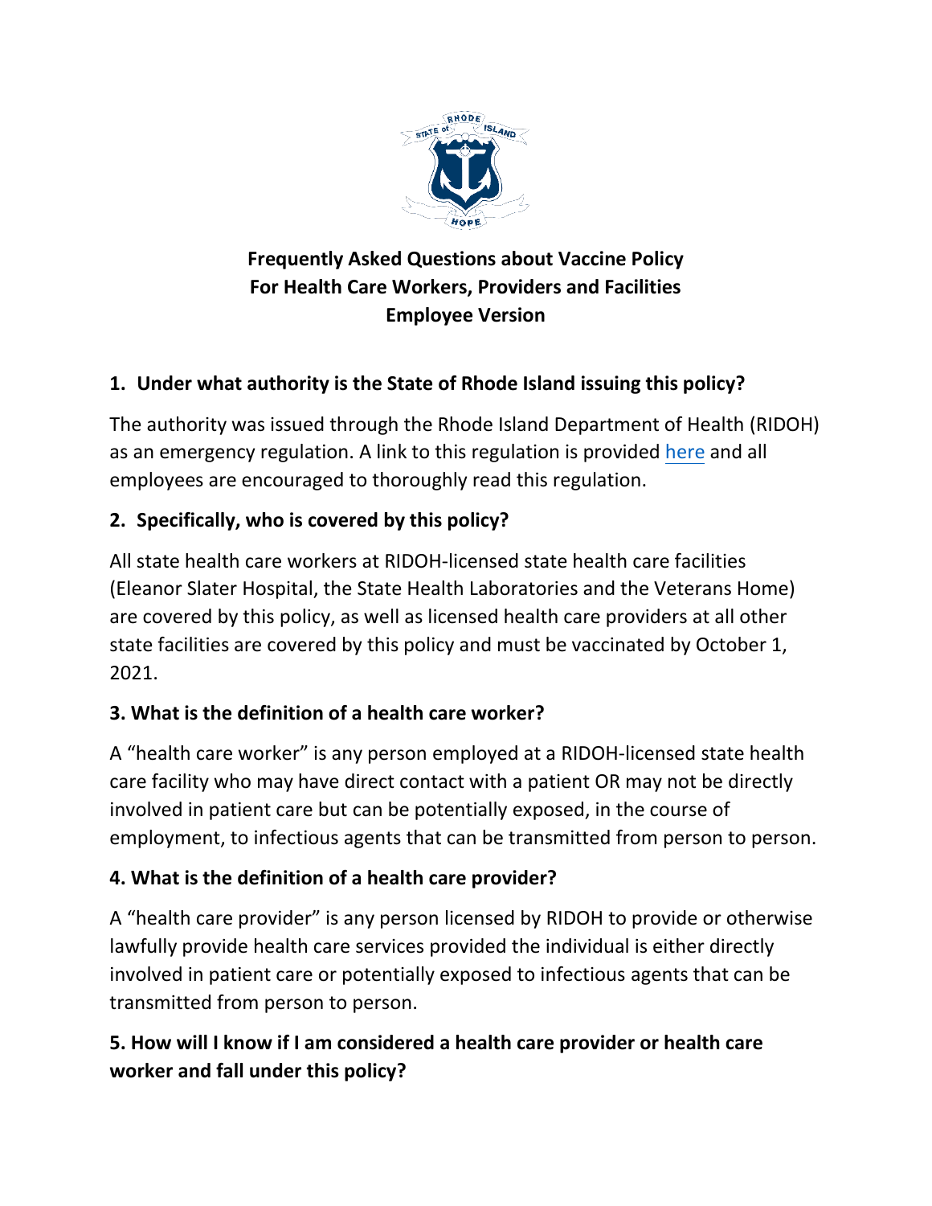# Frequently Asked Questions about Vaccine Policy For Health Care Workers, Providers and Facilities Employee Version

## 1. Under what authority is the State of Rhode Island issuing this policy?

The authority was issued through the Rhode Island Department of Health (RIDOH) as an emergency regulation. A link to this regulation is provided here and all employees are encouraged to thoroughly read this regulation.

## 2. Specifically, who is covered by this policy?

All state health care workers at RIDOH-licensed state health care facilities (Eleanor Slater Hospital, the State Health Laboratories and the Veterans Home) are covered by this policy, as well as licensed health care providers at all other state facilities are covered by this policy and must be vaccinated by October 1, 2021.

## 3. What is the definition of a health care worker?

A "health care worker" is any person employed at a RIDOH-licensed state health care facility who may have direct contact with a patient OR may not be directly involved in patient care but can be potentially exposed, in the course of employment, to infectious agents that can be transmitted from person to person.

## 4. What is the definition of a health care provider?

A "health care provider" is any person licensed by RIDOH to provide or otherwise lawfully provide health care services provided the individual is either directly involved in patient care or potentially exposed to infectious agents that can be transmitted from person to person.

## 5. How will I know if I am considered a health care provider or health care worker and fall under this policy?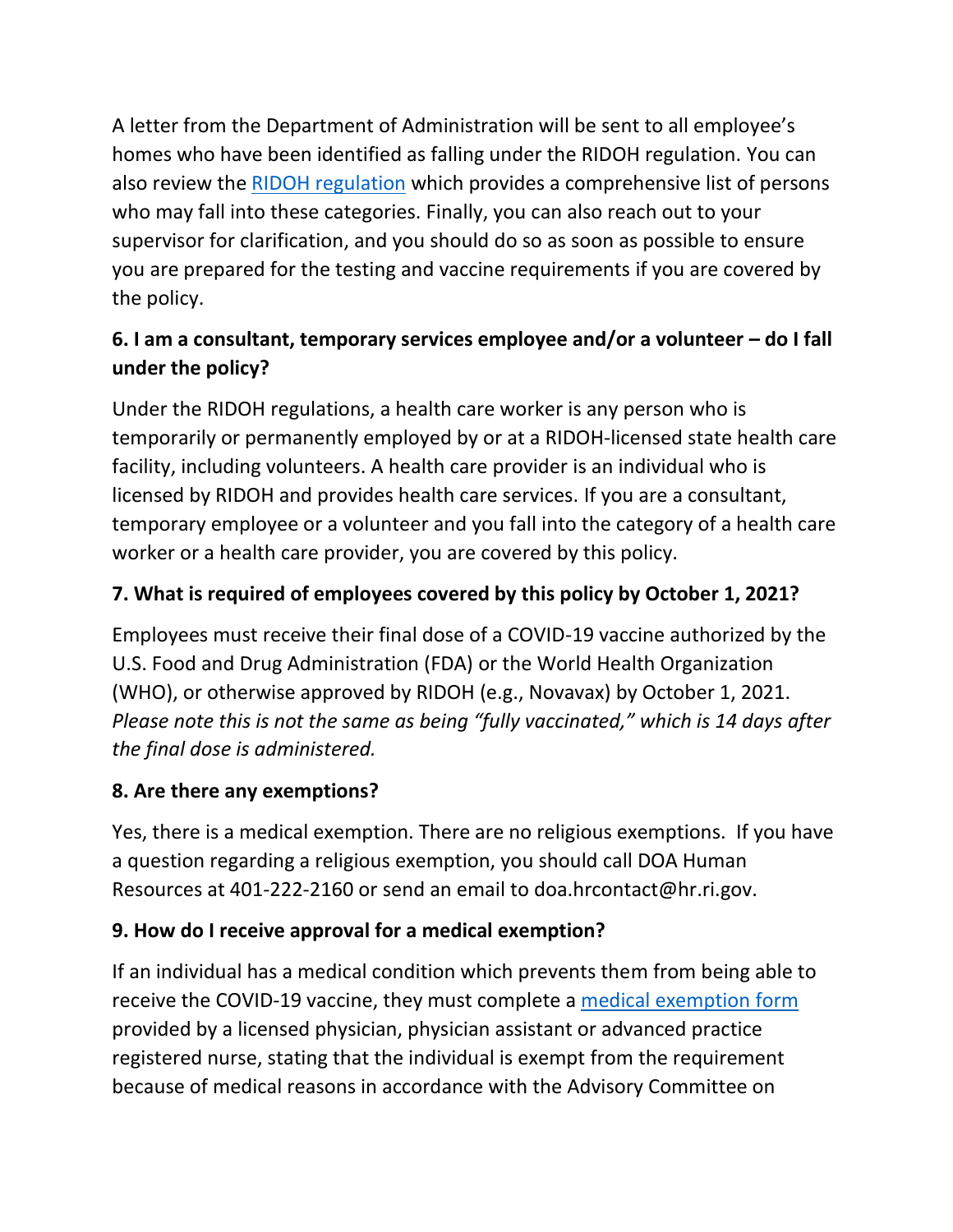A letter from the Department of Administration will be sent to all employee's homes who have been identified as falling under the RIDOH regulation. You can also review the [RIDOH regulation] which provides a comprehensive list of persons who may fall into these categories. Finally, you can also reach out to your supervisor for clarification, and you should do so as soon as possible to ensure you are prepared for the testing and vaccine requirements if you are covered by the policy.

### 6. I am a consultant, temporary services employee and/or a volunteer – do I fall under the policy?

Under the RIDOH regulations, a health care worker is any person who is temporarily or permanently employed by or at a RIDOH-licensed state health care facility, including volunteers. A health care provider is an individual who is licensed by RIDOH and provides health care services. If you are a consultant, temporary employee or a volunteer and you fall into the category of a health care worker or a health care provider, you are covered by this policy.

### 7. What is required of employees covered by this policy by October 1, 2021?

Employees must receive their final dose of a COVID-19 vaccine authorized by the U.S. Food and Drug Administration (FDA) or the World Health Organization (WHO), or otherwise approved by RIDOH (e.g., Novavax) by October 1, 2021. *Please note this is not the same as being "fully vaccinated," which is 14 days after the final dose is administered.*

### 8. Are there any exemptions?

Yes, there is a medical exemption. There are no religious exemptions. If you have a question regarding a religious exemption, you should call DOA Human Resources at 401-222-2160 or send an email to doa.hrcontact@hr.ri.gov.

### 9. How do I receive approval for a medical exemption?

If an individual has a medical condition which prevents them from being able to receive the COVID-19 vaccine, they must complete a [medical exemption form] provided by a licensed physician, physician assistant or advanced practice registered nurse, stating that the individual is exempt from the requirement because of medical reasons in accordance with the Advisory Committee on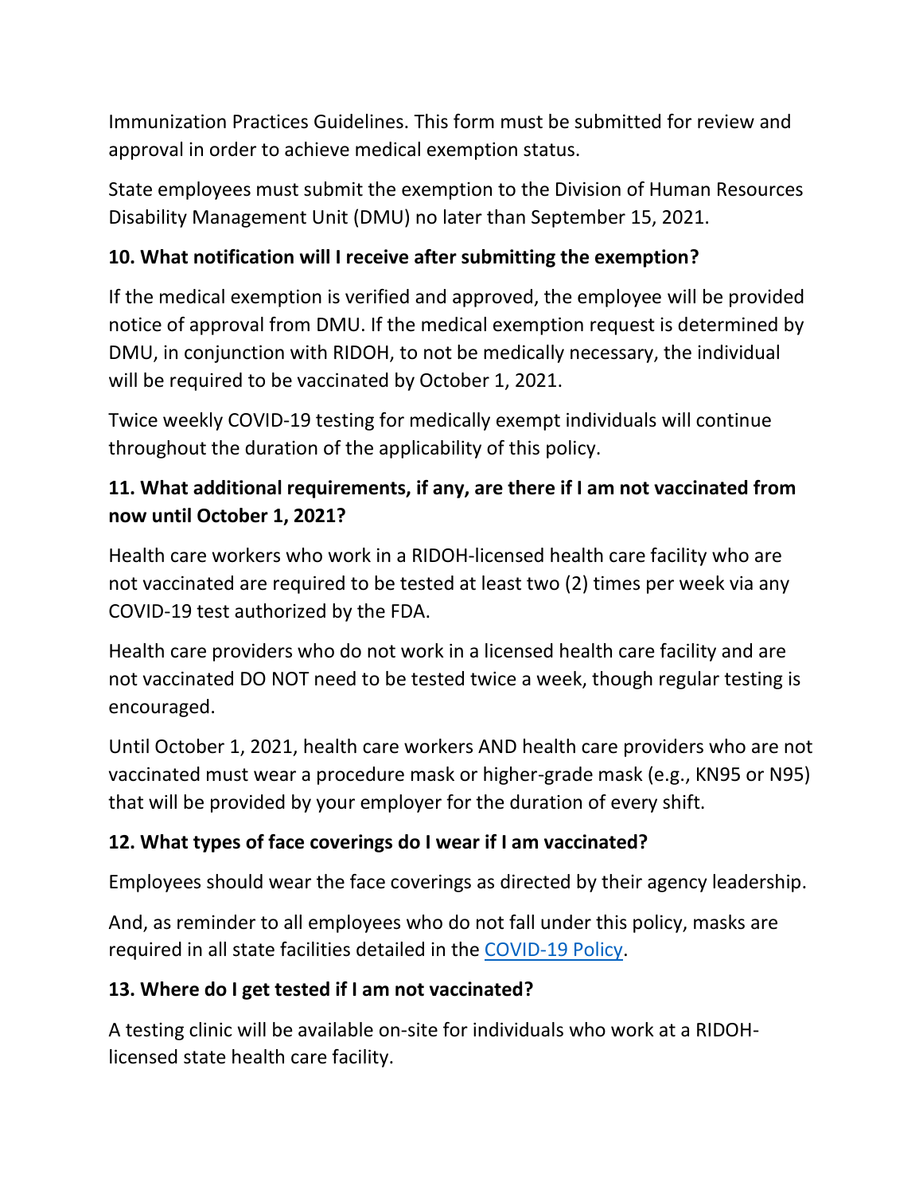Immunization Practices Guidelines. This form must be submitted for review and approval in order to achieve medical exemption status.

State employees must submit the exemption to the Division of Human Resources Disability Management Unit (DMU) no later than September 15, 2021.

### 10. What notification will I receive after submitting the exemption?

If the medical exemption is verified and approved, the employee will be provided notice of approval from DMU. If the medical exemption request is determined by DMU, in conjunction with RIDOH, to not be medically necessary, the individual will be required to be vaccinated by October 1, 2021.

Twice weekly COVID-19 testing for medically exempt individuals will continue throughout the duration of the applicability of this policy.

### 11. What additional requirements, if any, are there if I am not vaccinated from now until October 1, 2021?

Health care workers who work in a RIDOH-licensed health care facility who are not vaccinated are required to be tested at least two (2) times per week via any COVID-19 test authorized by the FDA.

Health care providers who do not work in a licensed health care facility and are not vaccinated DO NOT need to be tested twice a week, though regular testing is encouraged.

Until October 1, 2021, health care workers AND health care providers who are not vaccinated must wear a procedure mask or higher-grade mask (e.g., KN95 or N95) that will be provided by your employer for the duration of every shift.

### 12. What types of face coverings do I wear if I am vaccinated?

Employees should wear the face coverings as directed by their agency leadership.

And, as reminder to all employees who do not fall under this policy, masks are required in all state facilities detailed in the [COVID-19 Policy](#).

### 13. Where do I get tested if I am not vaccinated?

A testing clinic will be available on-site for individuals who work at a RIDOH-licensed state health care facility.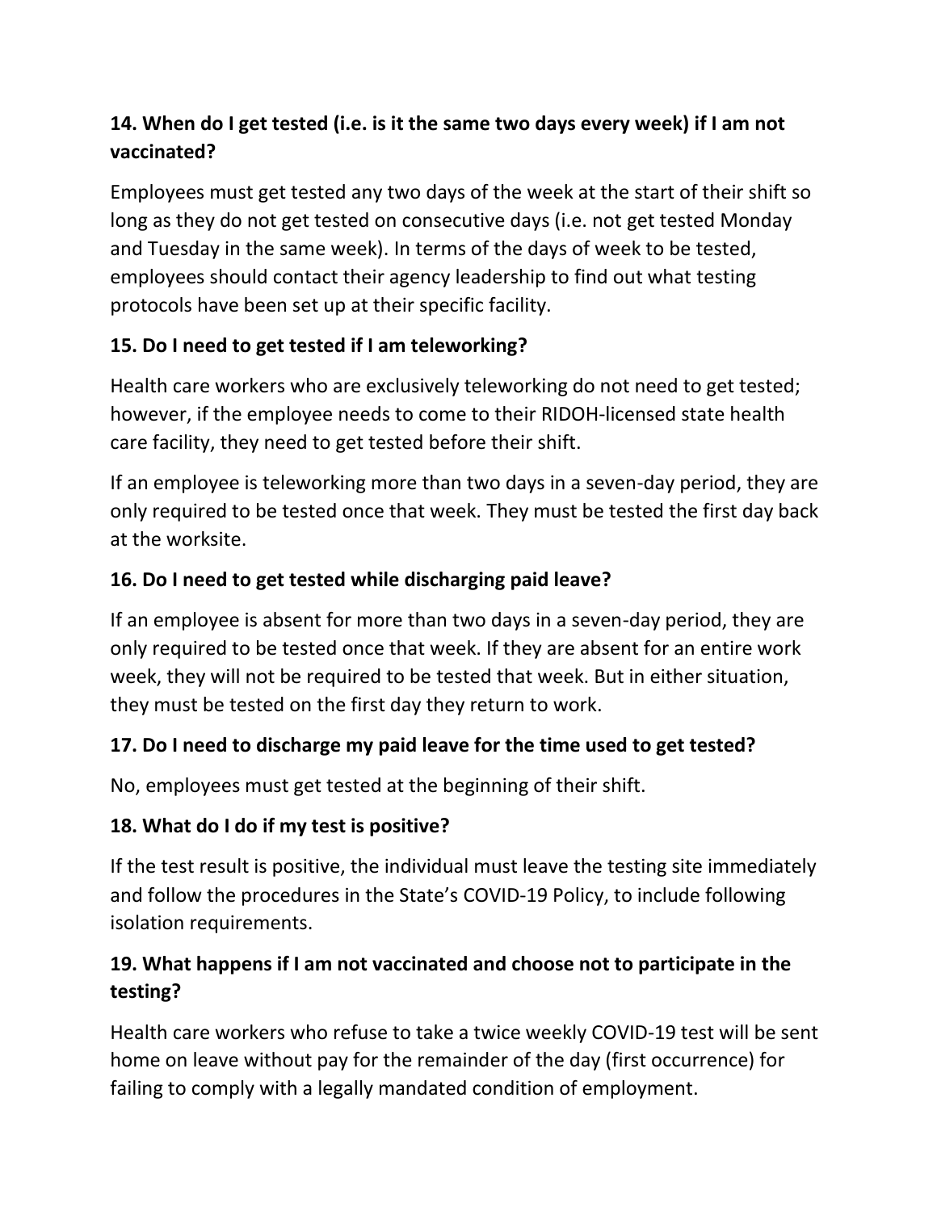### 14. When do I get tested (i.e. is it the same two days every week) if I am not vaccinated?

Employees must get tested any two days of the week at the start of their shift so long as they do not get tested on consecutive days (i.e. not get tested Monday and Tuesday in the same week). In terms of the days of week to be tested, employees should contact their agency leadership to find out what testing protocols have been set up at their specific facility.

### 15. Do I need to get tested if I am teleworking?

Health care workers who are exclusively teleworking do not need to get tested; however, if the employee needs to come to their RIDOH-licensed state health care facility, they need to get tested before their shift.

If an employee is teleworking more than two days in a seven-day period, they are only required to be tested once that week. They must be tested the first day back at the worksite.

### 16. Do I need to get tested while discharging paid leave?

If an employee is absent for more than two days in a seven-day period, they are only required to be tested once that week. If they are absent for an entire work week, they will not be required to be tested that week. But in either situation, they must be tested on the first day they return to work.

### 17. Do I need to discharge my paid leave for the time used to get tested?

No, employees must get tested at the beginning of their shift.

### 18. What do I do if my test is positive?

If the test result is positive, the individual must leave the testing site immediately and follow the procedures in the State's COVID-19 Policy, to include following isolation requirements.

### 19. What happens if I am not vaccinated and choose not to participate in the testing?

Health care workers who refuse to take a twice weekly COVID-19 test will be sent home on leave without pay for the remainder of the day (first occurrence) for failing to comply with a legally mandated condition of employment.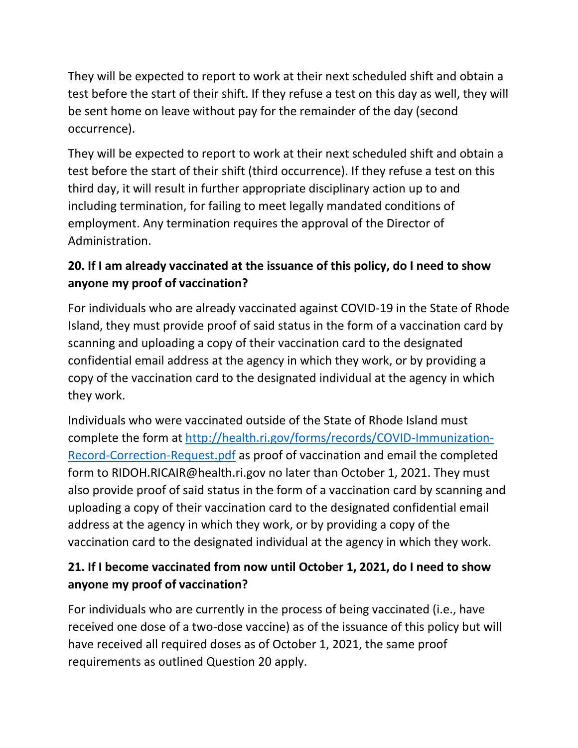They will be expected to report to work at their next scheduled shift and obtain a test before the start of their shift. If they refuse a test on this day as well, they will be sent home on leave without pay for the remainder of the day (second occurrence).

They will be expected to report to work at their next scheduled shift and obtain a test before the start of their shift (third occurrence). If they refuse a test on this third day, it will result in further appropriate disciplinary action up to and including termination, for failing to meet legally mandated conditions of employment. Any termination requires the approval of the Director of Administration.

### 20. If I am already vaccinated at the issuance of this policy, do I need to show anyone my proof of vaccination?

For individuals who are already vaccinated against COVID-19 in the State of Rhode Island, they must provide proof of said status in the form of a vaccination card by scanning and uploading a copy of their vaccination card to the designated confidential email address at the agency in which they work, or by providing a copy of the vaccination card to the designated individual at the agency in which they work.

Individuals who were vaccinated outside of the State of Rhode Island must complete the form at [http://health.ri.gov/forms/records/COVID-Immunization-Record-Correction-Request.pdf](http://health.ri.gov/forms/records/COVID-Immunization-Record-Correction-Request.pdf) as proof of vaccination and email the completed form to RIDOH.RICAIR@health.ri.gov no later than October 1, 2021. They must also provide proof of said status in the form of a vaccination card by scanning and uploading a copy of their vaccination card to the designated confidential email address at the agency in which they work, or by providing a copy of the vaccination card to the designated individual at the agency in which they work.

### 21. If I become vaccinated from now until October 1, 2021, do I need to show anyone my proof of vaccination?

For individuals who are currently in the process of being vaccinated (i.e., have received one dose of a two-dose vaccine) as of the issuance of this policy but will have received all required doses as of October 1, 2021, the same proof requirements as outlined Question 20 apply.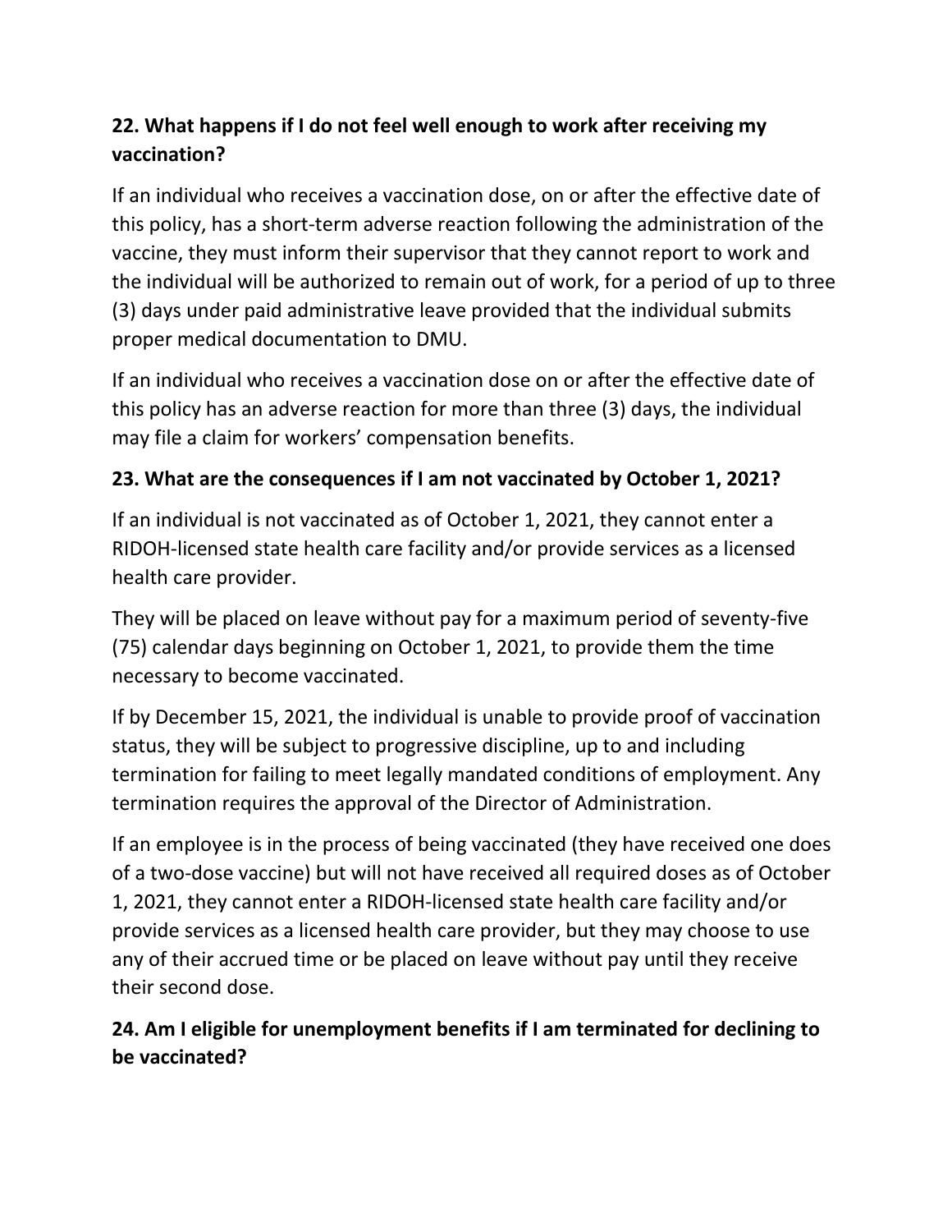**22. What happens if I do not feel well enough to work after receiving my vaccination?**

If an individual who receives a vaccination dose, on or after the effective date of this policy, has a short-term adverse reaction following the administration of the vaccine, they must inform their supervisor that they cannot report to work and the individual will be authorized to remain out of work, for a period of up to three (3) days under paid administrative leave provided that the individual submits proper medical documentation to DMU.

If an individual who receives a vaccination dose on or after the effective date of this policy has an adverse reaction for more than three (3) days, the individual may file a claim for workers' compensation benefits.

**23. What are the consequences if I am not vaccinated by October 1, 2021?**

If an individual is not vaccinated as of October 1, 2021, they cannot enter a RIDOH-licensed state health care facility and/or provide services as a licensed health care provider.

They will be placed on leave without pay for a maximum period of seventy-five (75) calendar days beginning on October 1, 2021, to provide them the time necessary to become vaccinated.

If by December 15, 2021, the individual is unable to provide proof of vaccination status, they will be subject to progressive discipline, up to and including termination for failing to meet legally mandated conditions of employment. Any termination requires the approval of the Director of Administration.

If an employee is in the process of being vaccinated (they have received one does of a two-dose vaccine) but will not have received all required doses as of October 1, 2021, they cannot enter a RIDOH-licensed state health care facility and/or provide services as a licensed health care provider, but they may choose to use any of their accrued time or be placed on leave without pay until they receive their second dose.

**24. Am I eligible for unemployment benefits if I am terminated for declining to be vaccinated?**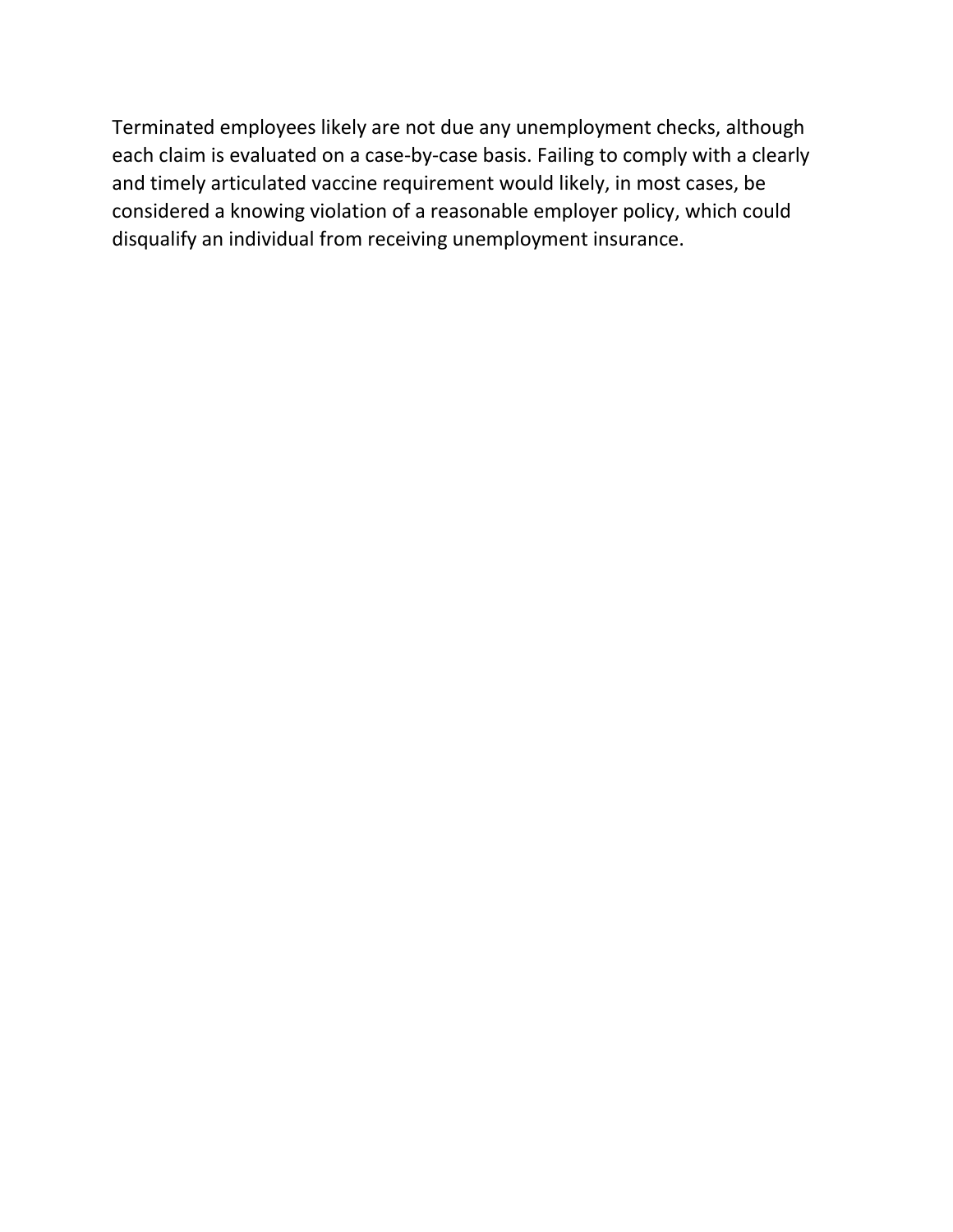Terminated employees likely are not due any unemployment checks, although each claim is evaluated on a case-by-case basis. Failing to comply with a clearly and timely articulated vaccine requirement would likely, in most cases, be considered a knowing violation of a reasonable employer policy, which could disqualify an individual from receiving unemployment insurance.